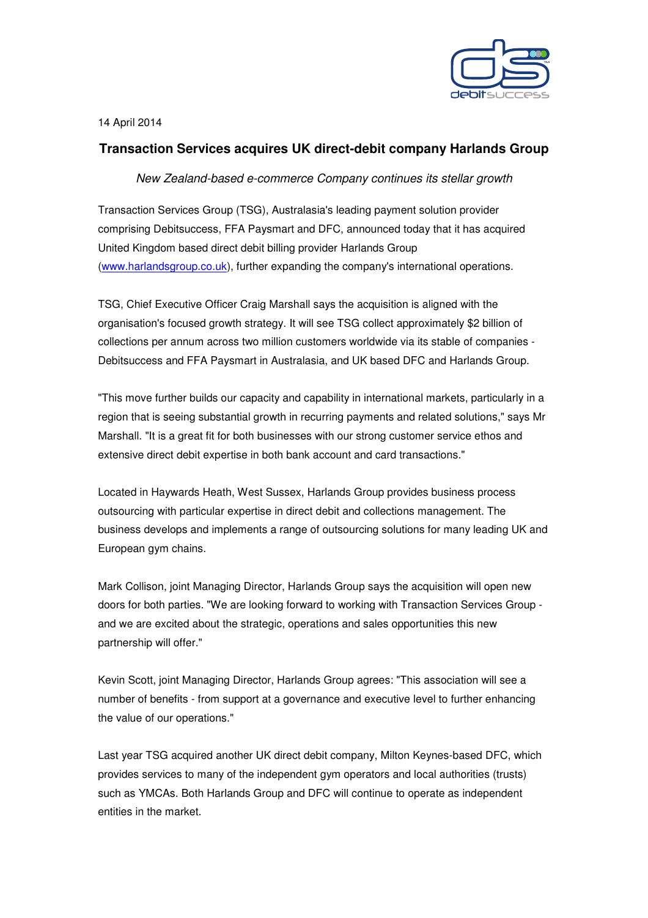14 April 2014

## Transaction Services acquires UK direct-debit company Harlands Group

*New Zealand-based e-commerce Company continues its stellar growth*

Transaction Services Group (TSG), Australasia's leading payment solution provider comprising Debitsuccess, FFA Paysmart and DFC, announced today that it has acquired United Kingdom based direct debit billing provider Harlands Group (www.harlandsgroup.co.uk), further expanding the company's international operations.

TSG, Chief Executive Officer Craig Marshall says the acquisition is aligned with the organisation's focused growth strategy. It will see TSG collect approximately $2 billion of collections per annum across two million customers worldwide via its stable of companies - Debitsuccess and FFA Paysmart in Australasia, and UK based DFC and Harlands Group.

"This move further builds our capacity and capability in international markets, particularly in a region that is seeing substantial growth in recurring payments and related solutions," says Mr Marshall. "It is a great fit for both businesses with our strong customer service ethos and extensive direct debit expertise in both bank account and card transactions."

Located in Haywards Heath, West Sussex, Harlands Group provides business process outsourcing with particular expertise in direct debit and collections management. The business develops and implements a range of outsourcing solutions for many leading UK and European gym chains.

Mark Collison, joint Managing Director, Harlands Group says the acquisition will open new doors for both parties. "We are looking forward to working with Transaction Services Group - and we are excited about the strategic, operations and sales opportunities this new partnership will offer."

Kevin Scott, joint Managing Director, Harlands Group agrees: "This association will see a number of benefits - from support at a governance and executive level to further enhancing the value of our operations."

Last year TSG acquired another UK direct debit company, Milton Keynes-based DFC, which provides services to many of the independent gym operators and local authorities (trusts) such as YMCAs. Both Harlands Group and DFC will continue to operate as independent entities in the market.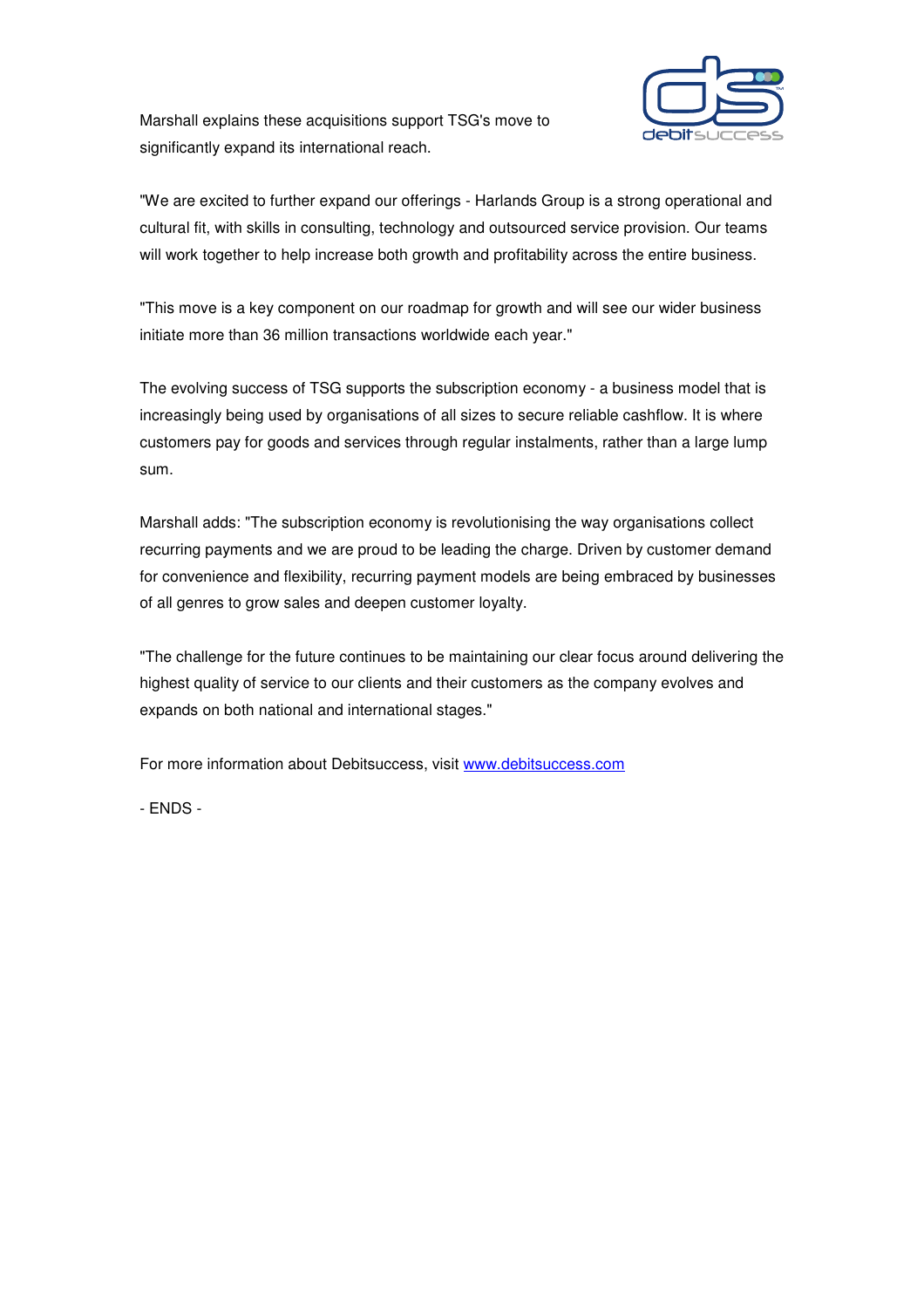Marshall explains these acquisitions support TSG's move to significantly expand its international reach.

"We are excited to further expand our offerings - Harlands Group is a strong operational and cultural fit, with skills in consulting, technology and outsourced service provision. Our teams will work together to help increase both growth and profitability across the entire business.

"This move is a key component on our roadmap for growth and will see our wider business initiate more than 36 million transactions worldwide each year."

The evolving success of TSG supports the subscription economy - a business model that is increasingly being used by organisations of all sizes to secure reliable cashflow. It is where customers pay for goods and services through regular instalments, rather than a large lump sum.

Marshall adds: "The subscription economy is revolutionising the way organisations collect recurring payments and we are proud to be leading the charge. Driven by customer demand for convenience and flexibility, recurring payment models are being embraced by businesses of all genres to grow sales and deepen customer loyalty.

"The challenge for the future continues to be maintaining our clear focus around delivering the highest quality of service to our clients and their customers as the company evolves and expands on both national and international stages."

For more information about Debitsuccess, visit [www.debitsuccess.com](http://www.debitsuccess.com)

- ENDS -